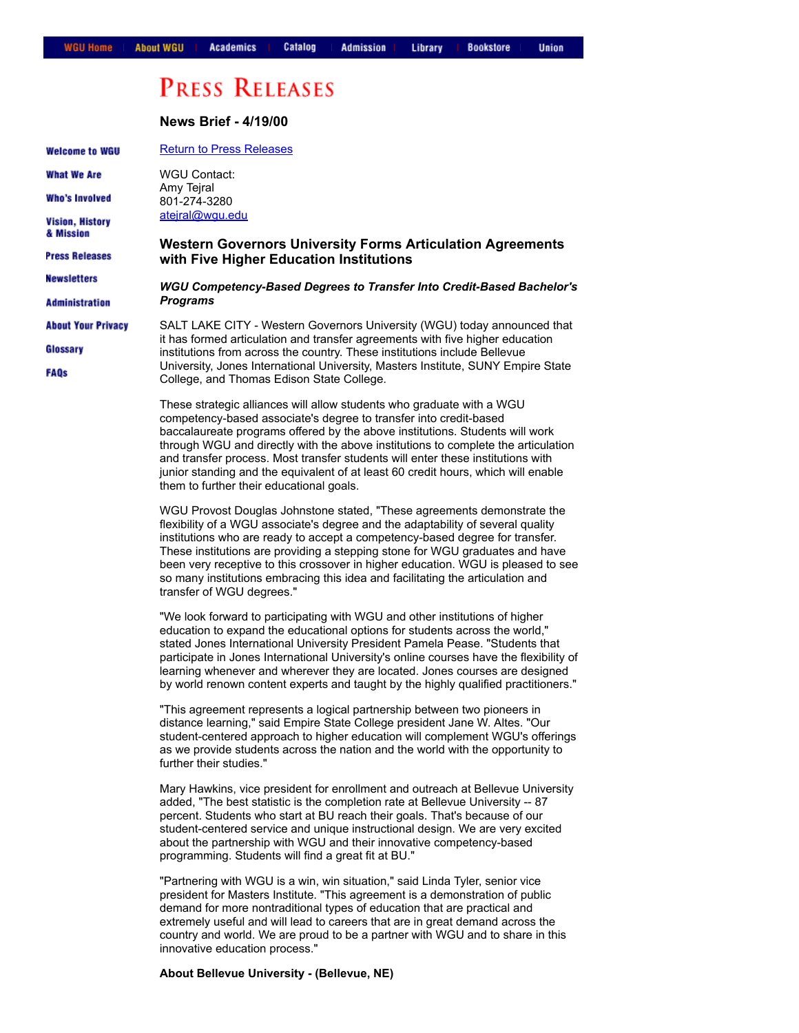WGU Home | About WGU | Academics | Catalog | Admission | Library | Bookstore | Union

- Welcome to WGU
- What We Are
- Who's Involved
- Vision, History & Mission
- Press Releases
- Newsletters
- Administration
- About Your Privacy
- Glossary
- FAQs

# PRESS RELEASES

### News Brief - 4/19/00

[Return to Press Releases]

WGU Contact:
Amy Tejral
801-274-3280
atejral@wgu.edu

## Western Governors University Forms Articulation Agreements with Five Higher Education Institutions

***WGU Competency-Based Degrees to Transfer Into Credit-Based Bachelor's Programs***

SALT LAKE CITY - Western Governors University (WGU) today announced that it has formed articulation and transfer agreements with five higher education institutions from across the country. These institutions include Bellevue University, Jones International University, Masters Institute, SUNY Empire State College, and Thomas Edison State College.

These strategic alliances will allow students who graduate with a WGU competency-based associate's degree to transfer into credit-based baccalaureate programs offered by the above institutions. Students will work through WGU and directly with the above institutions to complete the articulation and transfer process. Most transfer students will enter these institutions with junior standing and the equivalent of at least 60 credit hours, which will enable them to further their educational goals.

WGU Provost Douglas Johnstone stated, "These agreements demonstrate the flexibility of a WGU associate's degree and the adaptability of several quality institutions who are ready to accept a competency-based degree for transfer. These institutions are providing a stepping stone for WGU graduates and have been very receptive to this crossover in higher education. WGU is pleased to see so many institutions embracing this idea and facilitating the articulation and transfer of WGU degrees."

"We look forward to participating with WGU and other institutions of higher education to expand the educational options for students across the world," stated Jones International University President Pamela Pease. "Students that participate in Jones International University's online courses have the flexibility of learning whenever and wherever they are located. Jones courses are designed by world renown content experts and taught by the highly qualified practitioners."

"This agreement represents a logical partnership between two pioneers in distance learning," said Empire State College president Jane W. Altes. "Our student-centered approach to higher education will complement WGU's offerings as we provide students across the nation and the world with the opportunity to further their studies."

Mary Hawkins, vice president for enrollment and outreach at Bellevue University added, "The best statistic is the completion rate at Bellevue University -- 87 percent. Students who start at BU reach their goals. That's because of our student-centered service and unique instructional design. We are very excited about the partnership with WGU and their innovative competency-based programming. Students will find a great fit at BU."

"Partnering with WGU is a win, win situation," said Linda Tyler, senior vice president for Masters Institute. "This agreement is a demonstration of public demand for more nontraditional types of education that are practical and extremely useful and will lead to careers that are in great demand across the country and world. We are proud to be a partner with WGU and to share in this innovative education process."

**About Bellevue University - (Bellevue, NE)**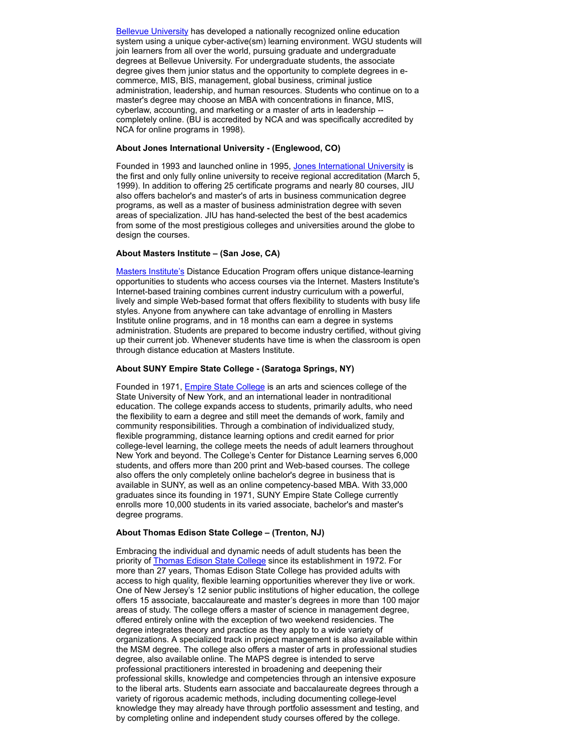Bellevue University has developed a nationally recognized online education system using a unique cyber-active(sm) learning environment. WGU students will join learners from all over the world, pursuing graduate and undergraduate degrees at Bellevue University. For undergraduate students, the associate degree gives them junior status and the opportunity to complete degrees in e-commerce, MIS, BIS, management, global business, criminal justice administration, leadership, and human resources. Students who continue on to a master's degree may choose an MBA with concentrations in finance, MIS, cyberlaw, accounting, and marketing or a master of arts in leadership -- completely online. (BU is accredited by NCA and was specifically accredited by NCA for online programs in 1998).

**About Jones International University - (Englewood, CO)**

Founded in 1993 and launched online in 1995, Jones International University is the first and only fully online university to receive regional accreditation (March 5, 1999). In addition to offering 25 certificate programs and nearly 80 courses, JIU also offers bachelor's and master's of arts in business communication degree programs, as well as a master of business administration degree with seven areas of specialization. JIU has hand-selected the best of the best academics from some of the most prestigious colleges and universities around the globe to design the courses.

**About Masters Institute – (San Jose, CA)**

Masters Institute's Distance Education Program offers unique distance-learning opportunities to students who access courses via the Internet. Masters Institute's Internet-based training combines current industry curriculum with a powerful, lively and simple Web-based format that offers flexibility to students with busy life styles. Anyone from anywhere can take advantage of enrolling in Masters Institute online programs, and in 18 months can earn a degree in systems administration. Students are prepared to become industry certified, without giving up their current job. Whenever students have time is when the classroom is open through distance education at Masters Institute.

**About SUNY Empire State College - (Saratoga Springs, NY)**

Founded in 1971, Empire State College is an arts and sciences college of the State University of New York, and an international leader in nontraditional education. The college expands access to students, primarily adults, who need the flexibility to earn a degree and still meet the demands of work, family and community responsibilities. Through a combination of individualized study, flexible programming, distance learning options and credit earned for prior college-level learning, the college meets the needs of adult learners throughout New York and beyond. The College's Center for Distance Learning serves 6,000 students, and offers more than 200 print and Web-based courses. The college also offers the only completely online bachelor's degree in business that is available in SUNY, as well as an online competency-based MBA. With 33,000 graduates since its founding in 1971, SUNY Empire State College currently enrolls more 10,000 students in its varied associate, bachelor's and master's degree programs.

**About Thomas Edison State College – (Trenton, NJ)**

Embracing the individual and dynamic needs of adult students has been the priority of Thomas Edison State College since its establishment in 1972. For more than 27 years, Thomas Edison State College has provided adults with access to high quality, flexible learning opportunities wherever they live or work. One of New Jersey's 12 senior public institutions of higher education, the college offers 15 associate, baccalaureate and master's degrees in more than 100 major areas of study. The college offers a master of science in management degree, offered entirely online with the exception of two weekend residencies. The degree integrates theory and practice as they apply to a wide variety of organizations. A specialized track in project management is also available within the MSM degree. The college also offers a master of arts in professional studies degree, also available online. The MAPS degree is intended to serve professional practitioners interested in broadening and deepening their professional skills, knowledge and competencies through an intensive exposure to the liberal arts. Students earn associate and baccalaureate degrees through a variety of rigorous academic methods, including documenting college-level knowledge they may already have through portfolio assessment and testing, and by completing online and independent study courses offered by the college.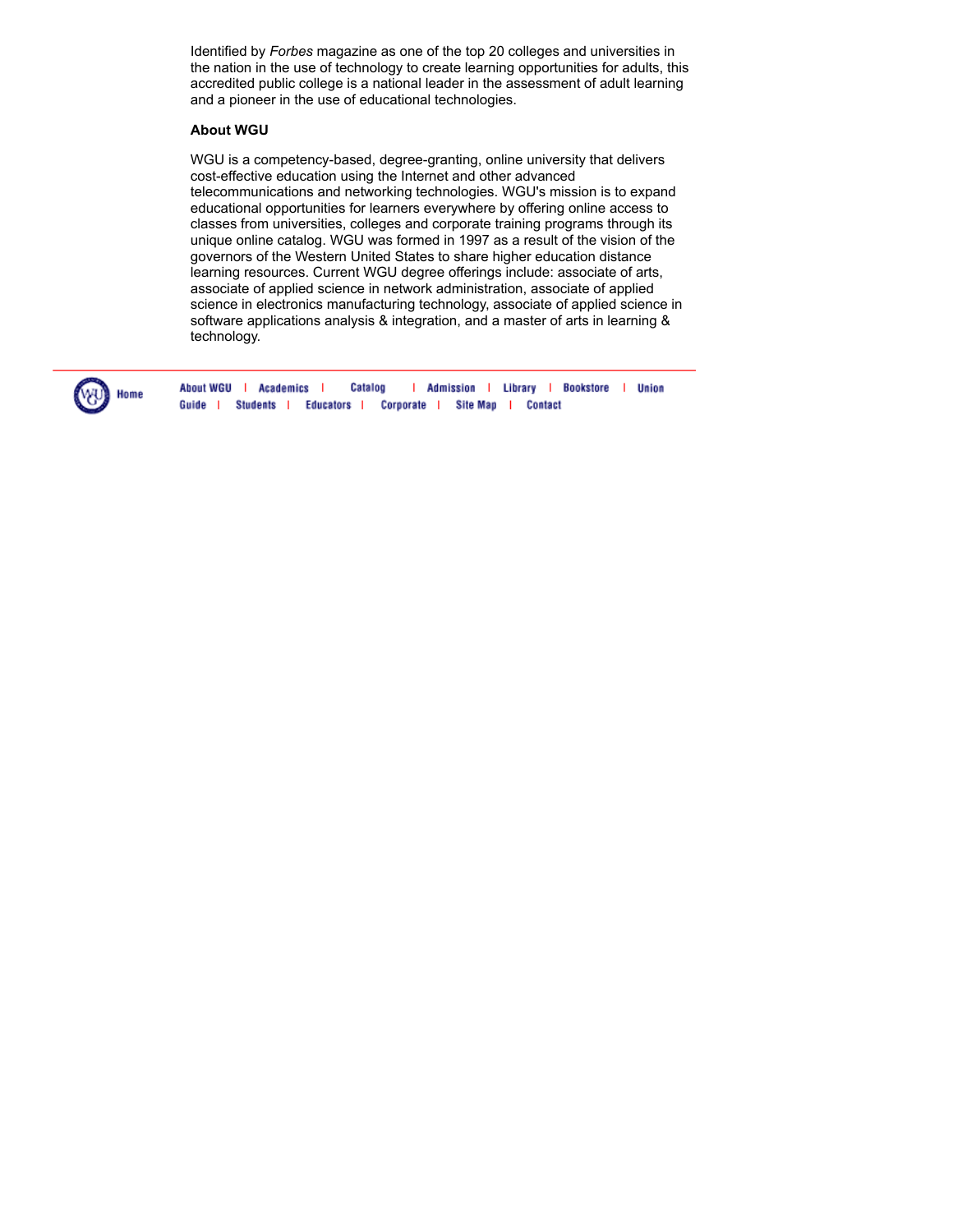Identified by *Forbes* magazine as one of the top 20 colleges and universities in the nation in the use of technology to create learning opportunities for adults, this accredited public college is a national leader in the assessment of adult learning and a pioneer in the use of educational technologies.

**About WGU**

WGU is a competency-based, degree-granting, online university that delivers cost-effective education using the Internet and other advanced telecommunications and networking technologies. WGU's mission is to expand educational opportunities for learners everywhere by offering online access to classes from universities, colleges and corporate training programs through its unique online catalog. WGU was formed in 1997 as a result of the vision of the governors of the Western United States to share higher education distance learning resources. Current WGU degree offerings include: associate of arts, associate of applied science in network administration, associate of applied science in electronics manufacturing technology, associate of applied science in software applications analysis & integration, and a master of arts in learning & technology.

---

Home

About WGU | Academics | Catalog | Admission | Library | Bookstore | Union Guide | Students | Educators | Corporate | Site Map | Contact